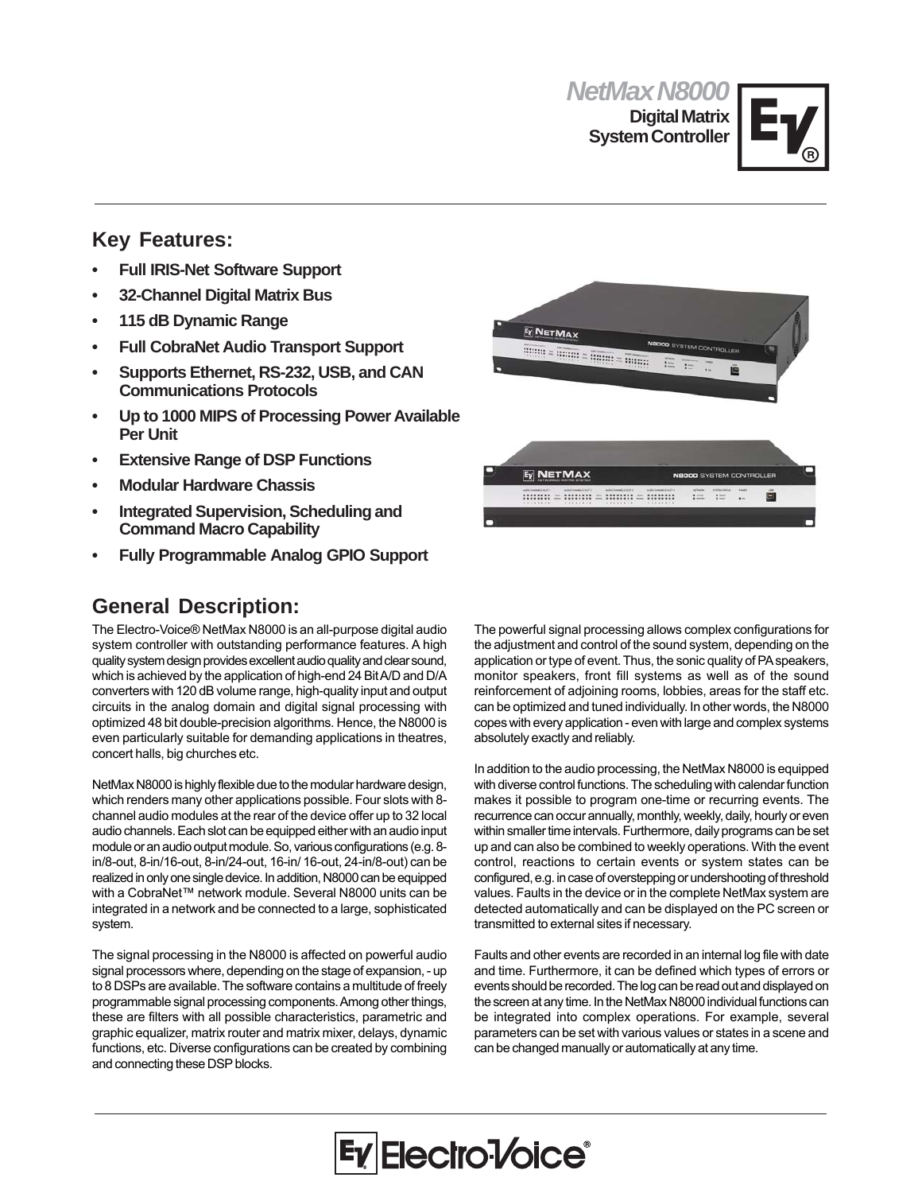# NetMax N8000

**Digital Matrix System Controller**

## Key Features:

- **Full IRIS-Net Software Support**
- **32-Channel Digital Matrix Bus**
- **115 dB Dynamic Range**
- **Full CobraNet Audio Transport Support**
- **Supports Ethernet, RS-232, USB, and CAN Communications Protocols**
- **Up to 1000 MIPS of Processing Power Available Per Unit**
- **Extensive Range of DSP Functions**
- **Modular Hardware Chassis**
- **Integrated Supervision, Scheduling and Command Macro Capability**
- **Fully Programmable Analog GPIO Support**

## General Description:

The Electro-Voice® NetMax N8000 is an all-purpose digital audio system controller with outstanding performance features. A high quality system design provides excellent audio quality and clear sound, which is achieved by the application of high-end 24 Bit A/D and D/A converters with 120 dB volume range, high-quality input and output circuits in the analog domain and digital signal processing with optimized 48 bit double-precision algorithms. Hence, the N8000 is even particularly suitable for demanding applications in theatres, concert halls, big churches etc.

NetMax N8000 is highly flexible due to the modular hardware design, which renders many other applications possible. Four slots with 8-channel audio modules at the rear of the device offer up to 32 local audio channels. Each slot can be equipped either with an audio input module or an audio output module. So, various configurations (e.g. 8-in/8-out, 8-in/16-out, 8-in/24-out, 16-in/ 16-out, 24-in/8-out) can be realized in only one single device. In addition, N8000 can be equipped with a CobraNet™ network module. Several N8000 units can be integrated in a network and be connected to a large, sophisticated system.

The signal processing in the N8000 is affected on powerful audio signal processors where, depending on the stage of expansion, - up to 8 DSPs are available. The software contains a multitude of freely programmable signal processing components. Among other things, these are filters with all possible characteristics, parametric and graphic equalizer, matrix router and matrix mixer, delays, dynamic functions, etc. Diverse configurations can be created by combining and connecting these DSP blocks.

The powerful signal processing allows complex configurations for the adjustment and control of the sound system, depending on the application or type of event. Thus, the sonic quality of PA speakers, monitor speakers, front fill systems as well as of the sound reinforcement of adjoining rooms, lobbies, areas for the staff etc. can be optimized and tuned individually. In other words, the N8000 copes with every application - even with large and complex systems absolutely exactly and reliably.

In addition to the audio processing, the NetMax N8000 is equipped with diverse control functions. The scheduling with calendar function makes it possible to program one-time or recurring events. The recurrence can occur annually, monthly, weekly, daily, hourly or even within smaller time intervals. Furthermore, daily programs can be set up and can also be combined to weekly operations. With the event control, reactions to certain events or system states can be configured, e.g. in case of overstepping or undershooting of threshold values. Faults in the device or in the complete NetMax system are detected automatically and can be displayed on the PC screen or transmitted to external sites if necessary.

Faults and other events are recorded in an internal log file with date and time. Furthermore, it can be defined which types of errors or events should be recorded. The log can be read out and displayed on the screen at any time. In the NetMax N8000 individual functions can be integrated into complex operations. For example, several parameters can be set with various values or states in a scene and can be changed manually or automatically at any time.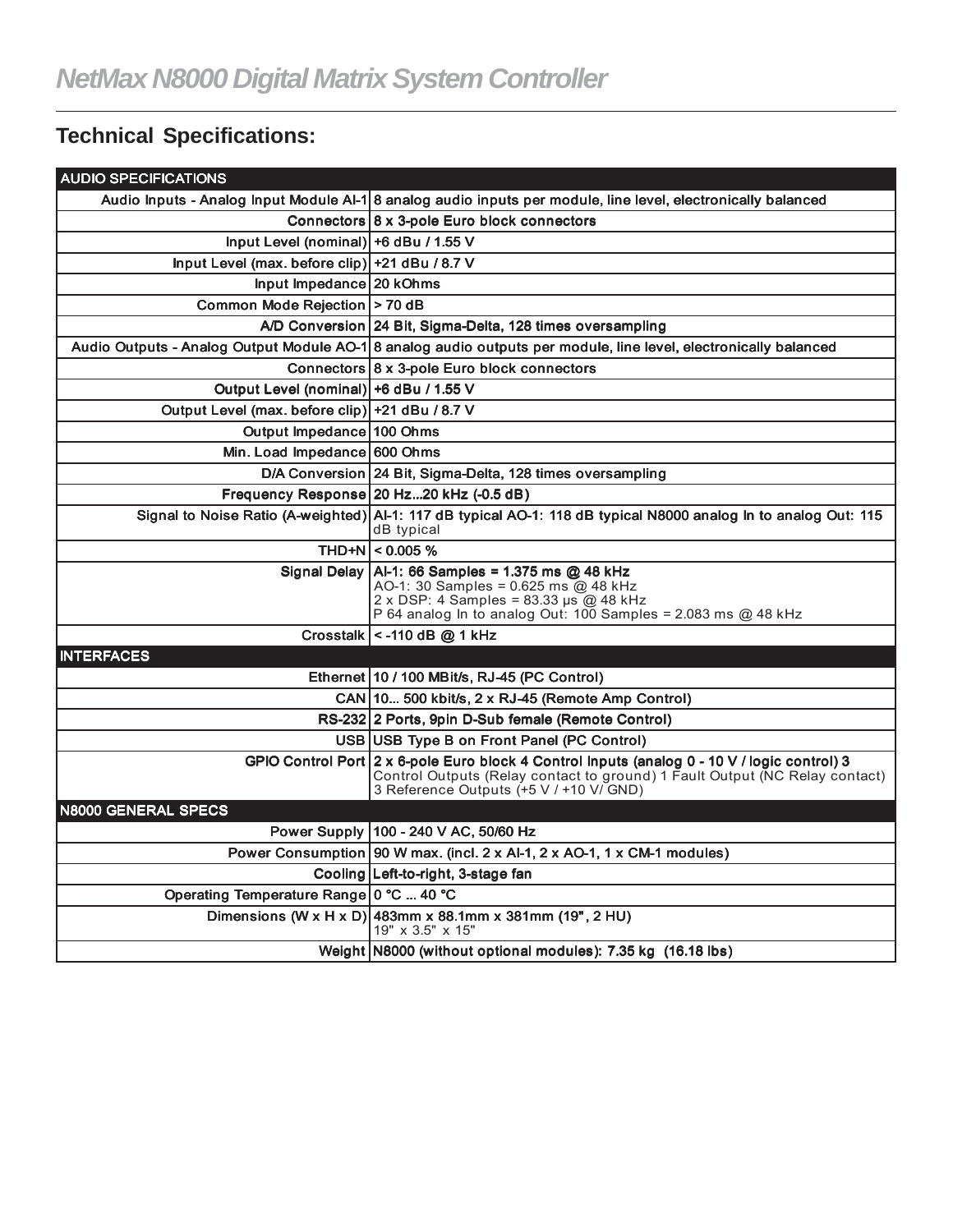# NetMax N8000 Digital Matrix System Controller

## Technical Specifications:

| AUDIO SPECIFICATIONS | |
|---|---|
| Audio Inputs - Analog Input Module AI-1 | 8 analog audio inputs per module, line level, electronically balanced |
| Connectors | 8 x 3-pole Euro block connectors |
| Input Level (nominal) | +6 dBu / 1.55 V |
| Input Level (max. before clip) | +21 dBu / 8.7 V |
| Input Impedance | 20 kOhms |
| Common Mode Rejection | > 70 dB |
| A/D Conversion | 24 Bit, Sigma-Delta, 128 times oversampling |
| Audio Outputs - Analog Output Module AO-1 | 8 analog audio outputs per module, line level, electronically balanced |
| Connectors | 8 x 3-pole Euro block connectors |
| Output Level (nominal) | +6 dBu / 1.55 V |
| Output Level (max. before clip) | +21 dBu / 8.7 V |
| Output Impedance | 100 Ohms |
| Min. Load Impedance | 600 Ohms |
| D/A Conversion | 24 Bit, Sigma-Delta, 128 times oversampling |
| Frequency Response | 20 Hz...20 kHz (-0.5 dB) |
| Signal to Noise Ratio (A-weighted) | AI-1: 117 dB typical AO-1: 118 dB typical N8000 analog In to analog Out: 115 dB typical |
| THD+N | < 0.005 % |
| Signal Delay | AI-1: 66 Samples = 1.375 ms @ 48 kHz<br>AO-1: 30 Samples = 0.625 ms @ 48 kHz<br>2 x DSP: 4 Samples = 83.33 µs @ 48 kHz<br>P 64 analog In to analog Out: 100 Samples = 2.083 ms @ 48 kHz |
| Crosstalk | < -110 dB @ 1 kHz |
| **INTERFACES** | |
| Ethernet | 10 / 100 MBit/s, RJ-45 (PC Control) |
| CAN | 10... 500 kbit/s, 2 x RJ-45 (Remote Amp Control) |
| RS-232 | 2 Ports, 9pin D-Sub female (Remote Control) |
| USB | USB Type B on Front Panel (PC Control) |
| GPIO Control Port | 2 x 6-pole Euro block 4 Control Inputs (analog 0 - 10 V / logic control) 3 Control Outputs (Relay contact to ground) 1 Fault Output (NC Relay contact) 3 Reference Outputs (+5 V / +10 V/ GND) |
| **N8000 GENERAL SPECS** | |
| Power Supply | 100 - 240 V AC, 50/60 Hz |
| Power Consumption | 90 W max. (incl. 2 x AI-1, 2 x AO-1, 1 x CM-1 modules) |
| Cooling | Left-to-right, 3-stage fan |
| Operating Temperature Range | 0 °C ... 40 °C |
| Dimensions (W x H x D) | 483mm x 88.1mm x 381mm (19", 2 HU)<br>19" x 3.5" x 15" |
| Weight | N8000 (without optional modules): 7.35 kg (16.18 lbs) |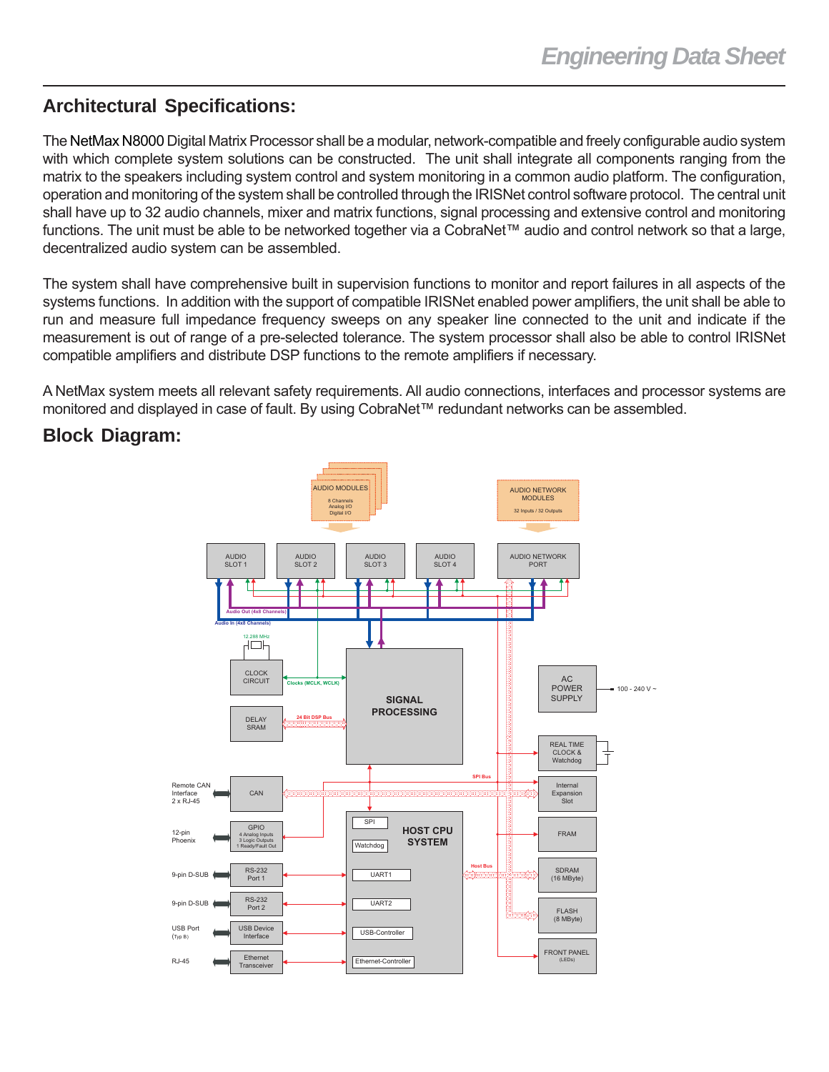## Architectural Specifications:

The NetMax N8000 Digital Matrix Processor shall be a modular, network-compatible and freely configurable audio system with which complete system solutions can be constructed. The unit shall integrate all components ranging from the matrix to the speakers including system control and system monitoring in a common audio platform. The configuration, operation and monitoring of the system shall be controlled through the IRISNet control software protocol. The central unit shall have up to 32 audio channels, mixer and matrix functions, signal processing and extensive control and monitoring functions. The unit must be able to be networked together via a CobraNet™ audio and control network so that a large, decentralized audio system can be assembled.

The system shall have comprehensive built in supervision functions to monitor and report failures in all aspects of the systems functions. In addition with the support of compatible IRISNet enabled power amplifiers, the unit shall be able to run and measure full impedance frequency sweeps on any speaker line connected to the unit and indicate if the measurement is out of range of a pre-selected tolerance. The system processor shall also be able to control IRISNet compatible amplifiers and distribute DSP functions to the remote amplifiers if necessary.

A NetMax system meets all relevant safety requirements. All audio connections, interfaces and processor systems are monitored and displayed in case of fault. By using CobraNet™ redundant networks can be assembled.

## Block Diagram: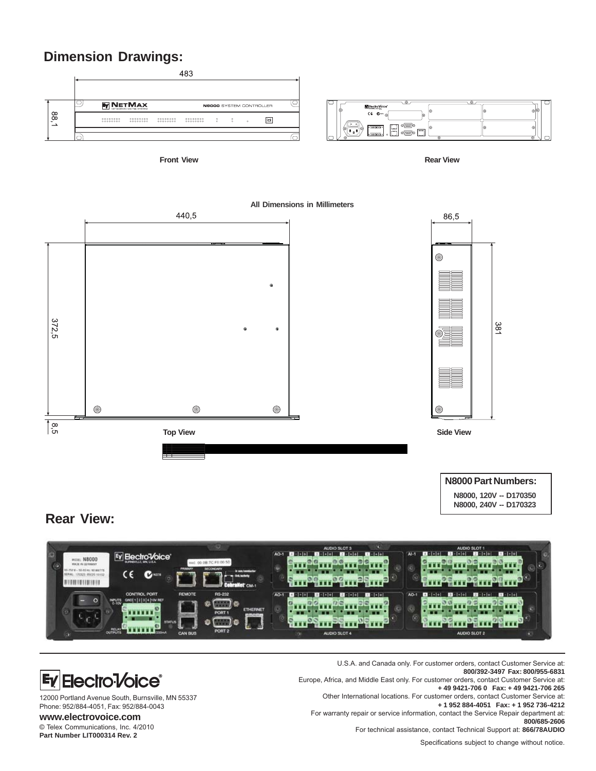## Dimension Drawings:

483

88,1

Front View

Rear View

All Dimensions in Millimeters

440,5

86,5

372,5

381

8,5

Top View

Side View

**N8000 Part Numbers:**

**N8000, 120V -- D170350**
**N8000, 240V -- D170323**

## Rear View:

12000 Portland Avenue South, Burnsville, MN 55337
Phone: 952/884-4051, Fax: 952/884-0043

**www.electrovoice.com**

© Telex Communications, Inc. 4/2010
**Part Number LIT000314 Rev. 2**

U.S.A. and Canada only. For customer orders, contact Customer Service at: **800/392-3497 Fax: 800/955-6831**

Europe, Africa, and Middle East only. For customer orders, contact Customer Service at: **+ 49 9421-706 0 Fax: + 49 9421-706 265**

Other International locations. For customer orders, contact Customer Service at: **+ 1 952 884-4051 Fax: + 1 952 736-4212**

For warranty repair or service information, contact the Service Repair department at: **800/685-2606**

For technical assistance, contact Technical Support at: **866/78AUDIO**

Specifications subject to change without notice.